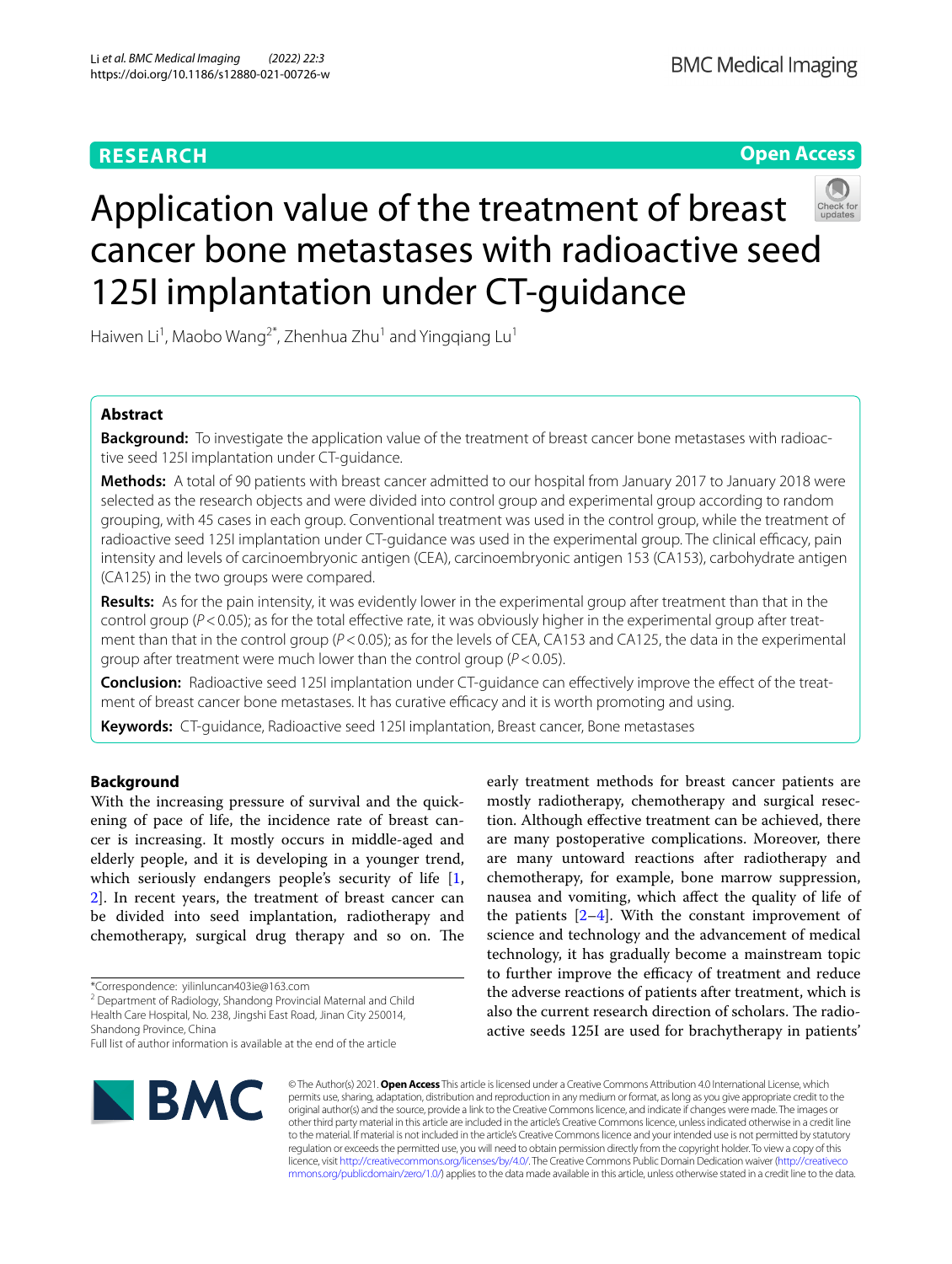RESEARCH

Open Access

# Application value of the treatment of breast cancer bone metastases with radioactive seed 125I implantation under CT-guidance

Haiwen Li[1], Maobo Wang[2*], Zhenhua Zhu[1] and Yingqiang Lu[1]

## Abstract

**Background:** To investigate the application value of the treatment of breast cancer bone metastases with radioactive seed 125I implantation under CT-guidance.

**Methods:** A total of 90 patients with breast cancer admitted to our hospital from January 2017 to January 2018 were selected as the research objects and were divided into control group and experimental group according to random grouping, with 45 cases in each group. Conventional treatment was used in the control group, while the treatment of radioactive seed 125I implantation under CT-guidance was used in the experimental group. The clinical efficacy, pain intensity and levels of carcinoembryonic antigen (CEA), carcinoembryonic antigen 153 (CA153), carbohydrate antigen (CA125) in the two groups were compared.

**Results:** As for the pain intensity, it was evidently lower in the experimental group after treatment than that in the control group ($P<0.05$); as for the total effective rate, it was obviously higher in the experimental group after treatment than that in the control group ($P<0.05$); as for the levels of CEA, CA153 and CA125, the data in the experimental group after treatment were much lower than the control group ($P<0.05$).

**Conclusion:** Radioactive seed 125I implantation under CT-guidance can effectively improve the effect of the treatment of breast cancer bone metastases. It has curative efficacy and it is worth promoting and using.

**Keywords:** CT-guidance, Radioactive seed 125I implantation, Breast cancer, Bone metastases

## Background

With the increasing pressure of survival and the quickening of pace of life, the incidence rate of breast cancer is increasing. It mostly occurs in middle-aged and elderly people, and it is developing in a younger trend, which seriously endangers people's security of life [1, 2]. In recent years, the treatment of breast cancer can be divided into seed implantation, radiotherapy and chemotherapy, surgical drug therapy and so on. The early treatment methods for breast cancer patients are mostly radiotherapy, chemotherapy and surgical resection. Although effective treatment can be achieved, there are many postoperative complications. Moreover, there are many untoward reactions after radiotherapy and chemotherapy, for example, bone marrow suppression, nausea and vomiting, which affect the quality of life of the patients [2–4]. With the constant improvement of science and technology and the advancement of medical technology, it has gradually become a mainstream topic to further improve the efficacy of treatment and reduce the adverse reactions of patients after treatment, which is also the current research direction of scholars. The radioactive seeds 125I are used for brachytherapy in patients'

*Correspondence: yilinluncan403ie@163.com
[2] Department of Radiology, Shandong Provincial Maternal and Child Health Care Hospital, No. 238, Jingshi East Road, Jinan City 250014, Shandong Province, China
Full list of author information is available at the end of the article

© The Author(s) 2021. **Open Access** This article is licensed under a Creative Commons Attribution 4.0 International License, which permits use, sharing, adaptation, distribution and reproduction in any medium or format, as long as you give appropriate credit to the original author(s) and the source, provide a link to the Creative Commons licence, and indicate if changes were made. The images or other third party material in this article are included in the article's Creative Commons licence, unless indicated otherwise in a credit line to the material. If material is not included in the article's Creative Commons licence and your intended use is not permitted by statutory regulation or exceeds the permitted use, you will need to obtain permission directly from the copyright holder. To view a copy of this licence, visit http://creativecommons.org/licenses/by/4.0/. The Creative Commons Public Domain Dedication waiver (http://creativecommons.org/publicdomain/zero/1.0/) applies to the data made available in this article, unless otherwise stated in a credit line to the data.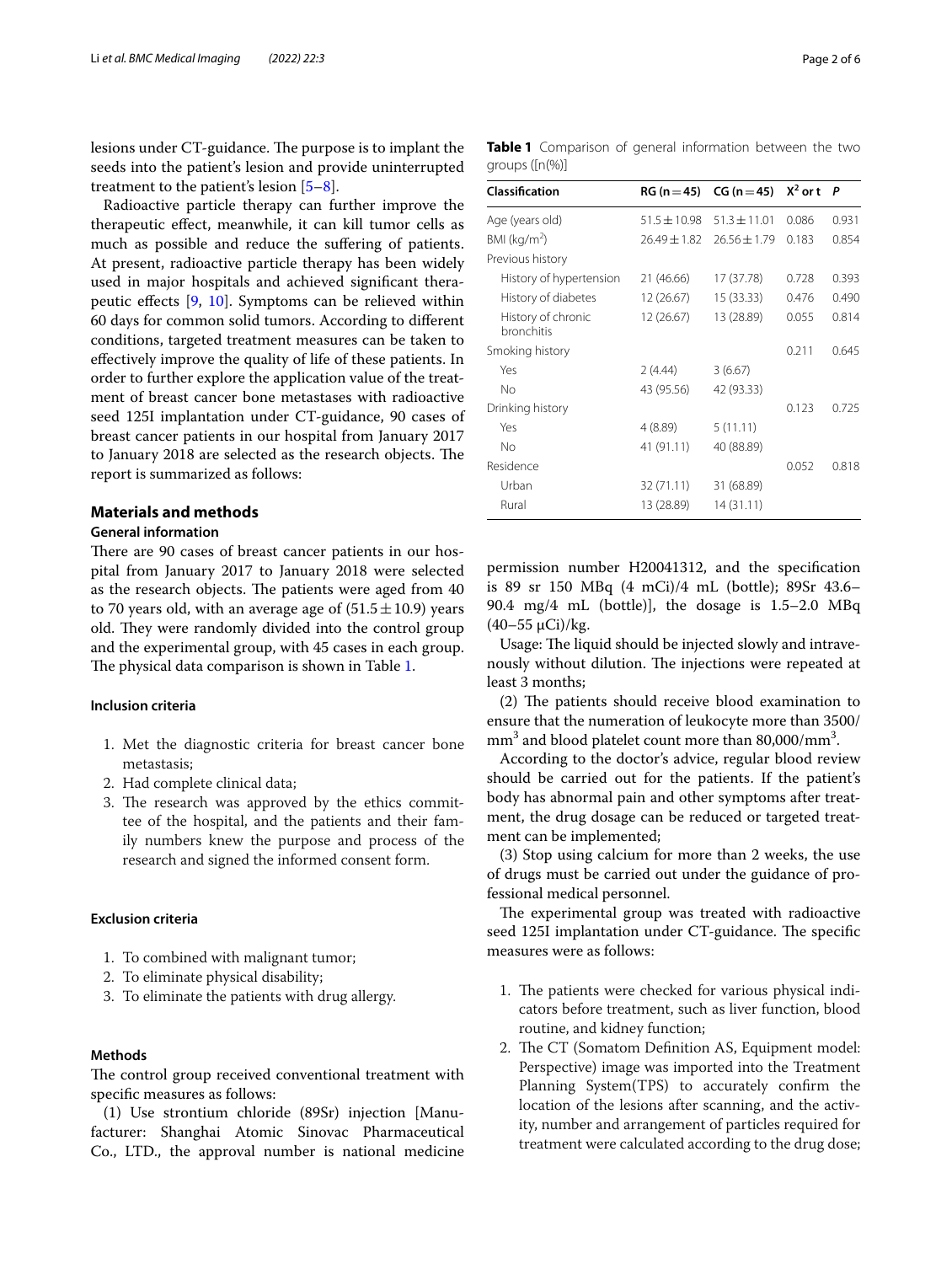lesions under CT-guidance. The purpose is to implant the seeds into the patient's lesion and provide uninterrupted treatment to the patient's lesion [5–8].

Radioactive particle therapy can further improve the therapeutic effect, meanwhile, it can kill tumor cells as much as possible and reduce the suffering of patients. At present, radioactive particle therapy has been widely used in major hospitals and achieved significant therapeutic effects [9, 10]. Symptoms can be relieved within 60 days for common solid tumors. According to different conditions, targeted treatment measures can be taken to effectively improve the quality of life of these patients. In order to further explore the application value of the treatment of breast cancer bone metastases with radioactive seed 125I implantation under CT-guidance, 90 cases of breast cancer patients in our hospital from January 2017 to January 2018 are selected as the research objects. The report is summarized as follows:

## Materials and methods

### General information

There are 90 cases of breast cancer patients in our hospital from January 2017 to January 2018 were selected as the research objects. The patients were aged from 40 to 70 years old, with an average age of $(51.5 \pm 10.9)$ years old. They were randomly divided into the control group and the experimental group, with 45 cases in each group. The physical data comparison is shown in Table 1.

**Table 1** Comparison of general information between the two groups ([n(%)]

| Classification | RG (n = 45) | CG (n = 45) | $X^2$ or t | P |
|---|---|---|---|---|
| Age (years old) | 51.5 ± 10.98 | 51.3 ± 11.01 | 0.086 | 0.931 |
| BMI (kg/m$^2$) | 26.49 ± 1.82 | 26.56 ± 1.79 | 0.183 | 0.854 |
| Previous history | | | | |
| History of hypertension | 21 (46.66) | 17 (37.78) | 0.728 | 0.393 |
| History of diabetes | 12 (26.67) | 15 (33.33) | 0.476 | 0.490 |
| History of chronic bronchitis | 12 (26.67) | 13 (28.89) | 0.055 | 0.814 |
| Smoking history | | | 0.211 | 0.645 |
| Yes | 2 (4.44) | 3 (6.67) | | |
| No | 43 (95.56) | 42 (93.33) | | |
| Drinking history | | | 0.123 | 0.725 |
| Yes | 4 (8.89) | 5 (11.11) | | |
| No | 41 (91.11) | 40 (88.89) | | |
| Residence | | | 0.052 | 0.818 |
| Urban | 32 (71.11) | 31 (68.89) | | |
| Rural | 13 (28.89) | 14 (31.11) | | |

#### Inclusion criteria

1. Met the diagnostic criteria for breast cancer bone metastasis;
2. Had complete clinical data;
3. The research was approved by the ethics committee of the hospital, and the patients and their family numbers knew the purpose and process of the research and signed the informed consent form.

#### Exclusion criteria

1. To combined with malignant tumor;
2. To eliminate physical disability;
3. To eliminate the patients with drug allergy.

#### Methods

The control group received conventional treatment with specific measures as follows:

(1) Use strontium chloride (89Sr) injection [Manufacturer: Shanghai Atomic Sinovac Pharmaceutical Co., LTD., the approval number is national medicine permission number H20041312, and the specification is 89 sr 150 MBq (4 mCi)/4 mL (bottle); 89Sr 43.6–90.4 mg/4 mL (bottle)], the dosage is 1.5–2.0 MBq (40–55 μCi)/kg.

Usage: The liquid should be injected slowly and intravenously without dilution. The injections were repeated at least 3 months;

(2) The patients should receive blood examination to ensure that the numeration of leukocyte more than 3500/mm$^3$ and blood platelet count more than 80,000/mm$^3$.

According to the doctor's advice, regular blood review should be carried out for the patients. If the patient's body has abnormal pain and other symptoms after treatment, the drug dosage can be reduced or targeted treatment can be implemented;

(3) Stop using calcium for more than 2 weeks, the use of drugs must be carried out under the guidance of professional medical personnel.

The experimental group was treated with radioactive seed 125I implantation under CT-guidance. The specific measures were as follows:

1. The patients were checked for various physical indicators before treatment, such as liver function, blood routine, and kidney function;
2. The CT (Somatom Definition AS, Equipment model: Perspective) image was imported into the Treatment Planning System(TPS) to accurately confirm the location of the lesions after scanning, and the activity, number and arrangement of particles required for treatment were calculated according to the drug dose;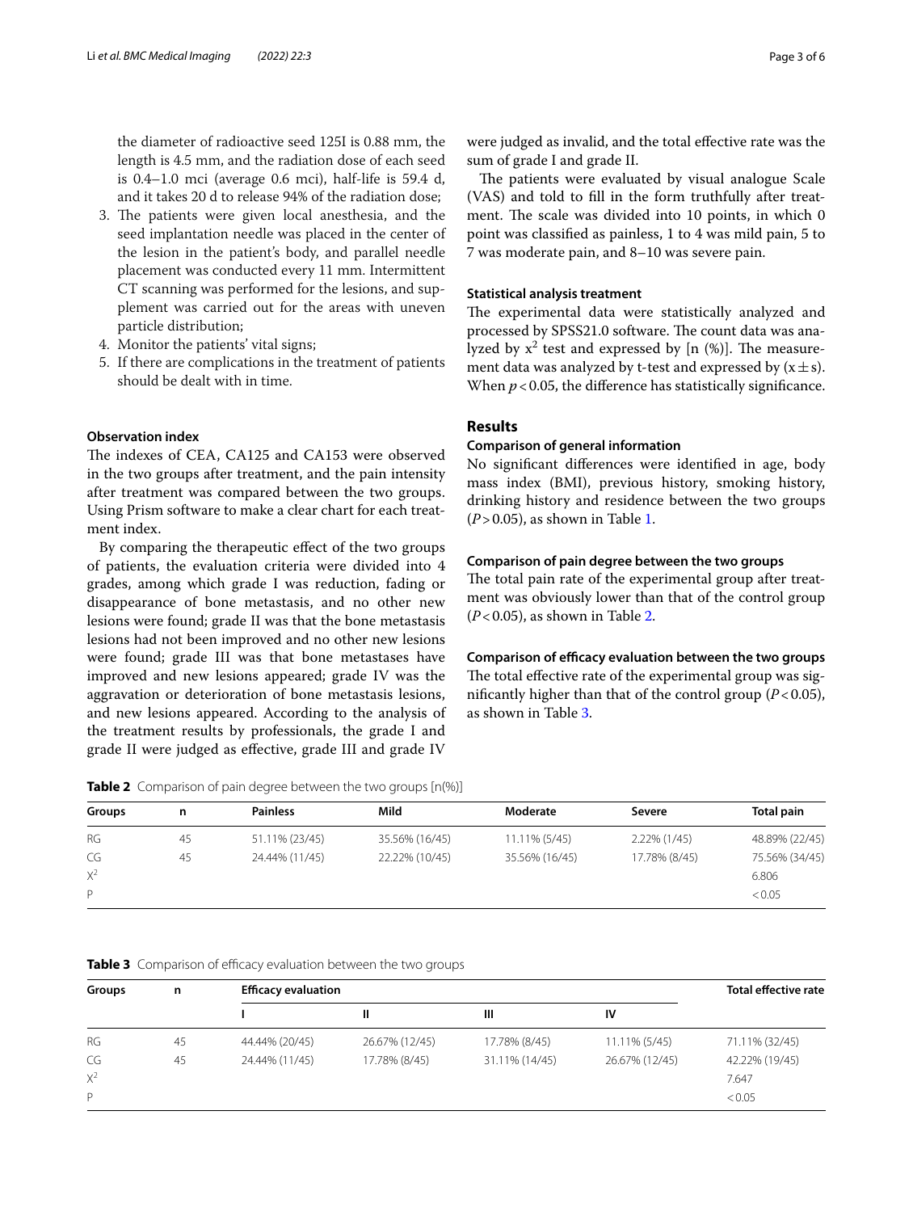the diameter of radioactive seed 125I is 0.88 mm, the length is 4.5 mm, and the radiation dose of each seed is 0.4–1.0 mci (average 0.6 mci), half-life is 59.4 d, and it takes 20 d to release 94% of the radiation dose;

3. The patients were given local anesthesia, and the seed implantation needle was placed in the center of the lesion in the patient's body, and parallel needle placement was conducted every 11 mm. Intermittent CT scanning was performed for the lesions, and supplement was carried out for the areas with uneven particle distribution;
4. Monitor the patients' vital signs;
5. If there are complications in the treatment of patients should be dealt with in time.

### Observation index

The indexes of CEA, CA125 and CA153 were observed in the two groups after treatment, and the pain intensity after treatment was compared between the two groups. Using Prism software to make a clear chart for each treatment index.

By comparing the therapeutic effect of the two groups of patients, the evaluation criteria were divided into 4 grades, among which grade I was reduction, fading or disappearance of bone metastasis, and no other new lesions were found; grade II was that the bone metastasis lesions had not been improved and no other new lesions were found; grade III was that bone metastases have improved and new lesions appeared; grade IV was the aggravation or deterioration of bone metastasis lesions, and new lesions appeared. According to the analysis of the treatment results by professionals, the grade I and grade II were judged as effective, grade III and grade IV were judged as invalid, and the total effective rate was the sum of grade I and grade II.

The patients were evaluated by visual analogue Scale (VAS) and told to fill in the form truthfully after treatment. The scale was divided into 10 points, in which 0 point was classified as painless, 1 to 4 was mild pain, 5 to 7 was moderate pain, and 8–10 was severe pain.

### Statistical analysis treatment

The experimental data were statistically analyzed and processed by SPSS21.0 software. The count data was analyzed by $x^2$ test and expressed by [n (%)]. The measurement data was analyzed by t-test and expressed by ($x \pm s$). When $p < 0.05$, the difference has statistically significance.

## Results

### Comparison of general information

No significant differences were identified in age, body mass index (BMI), previous history, smoking history, drinking history and residence between the two groups ($P > 0.05$), as shown in Table 1.

### Comparison of pain degree between the two groups

The total pain rate of the experimental group after treatment was obviously lower than that of the control group ($P < 0.05$), as shown in Table 2.

### Comparison of efficacy evaluation between the two groups

The total effective rate of the experimental group was significantly higher than that of the control group ($P < 0.05$), as shown in Table 3.

**Table 2** Comparison of pain degree between the two groups [n(%)]

| Groups | n | Painless | Mild | Moderate | Severe | Total pain |
|---|---|---|---|---|---|---|
| RG | 45 | 51.11% (23/45) | 35.56% (16/45) | 11.11% (5/45) | 2.22% (1/45) | 48.89% (22/45) |
| CG | 45 | 24.44% (11/45) | 22.22% (10/45) | 35.56% (16/45) | 17.78% (8/45) | 75.56% (34/45) |
| $X^2$ | | | | | | 6.806 |
| P | | | | | | <0.05 |

**Table 3** Comparison of efficacy evaluation between the two groups

| Groups | n | Efficacy evaluation | | | | Total effective rate |
|---|---|---|---|---|---|---|
| | | I | II | III | IV | |
| RG | 45 | 44.44% (20/45) | 26.67% (12/45) | 17.78% (8/45) | 11.11% (5/45) | 71.11% (32/45) |
| CG | 45 | 24.44% (11/45) | 17.78% (8/45) | 31.11% (14/45) | 26.67% (12/45) | 42.22% (19/45) |
| $X^2$ | | | | | | 7.647 |
| P | | | | | | <0.05 |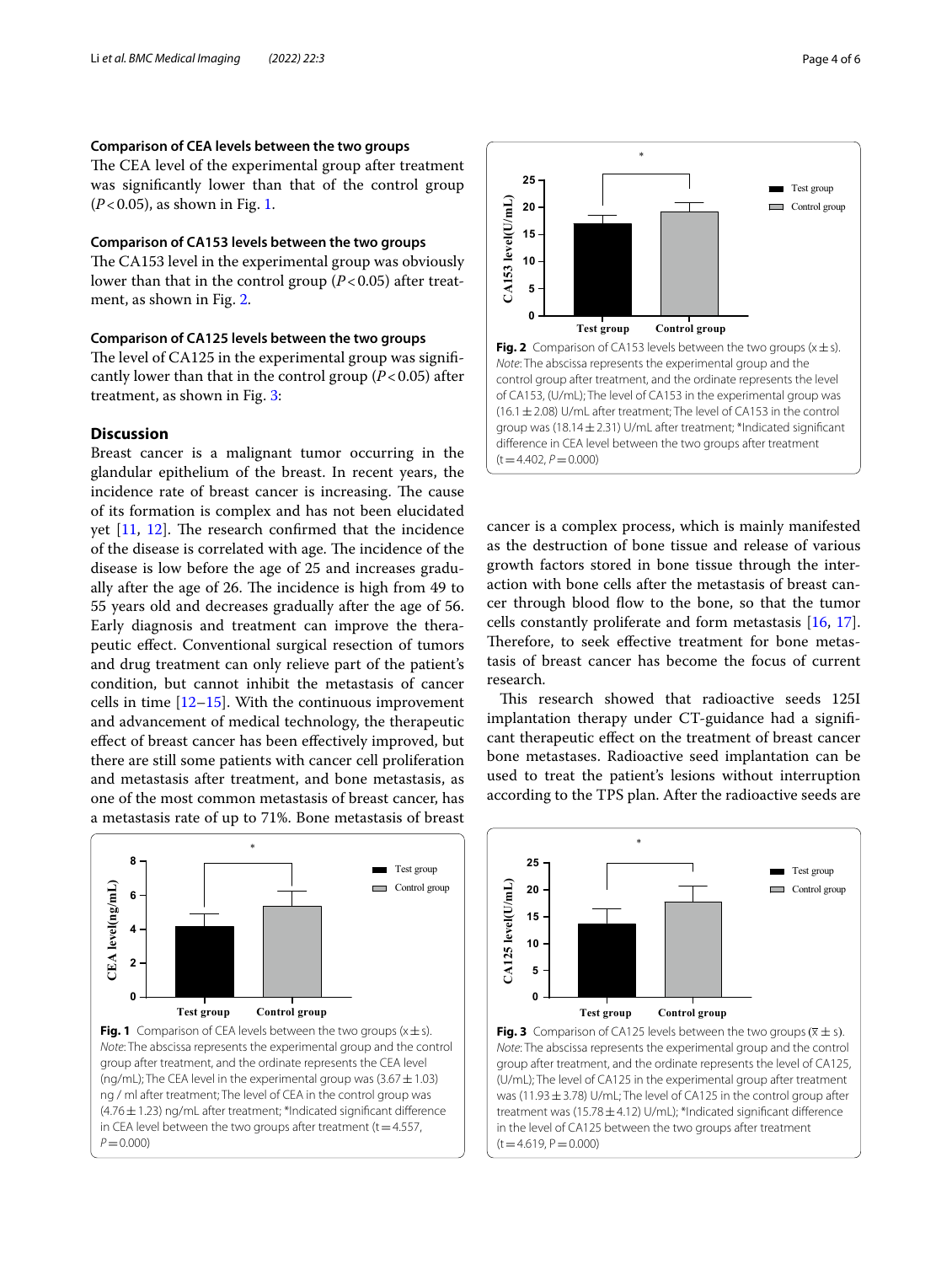### Comparison of CEA levels between the two groups

The CEA level of the experimental group after treatment was significantly lower than that of the control group ($P<0.05$), as shown in Fig. 1.

### Comparison of CA153 levels between the two groups

The CA153 level in the experimental group was obviously lower than that in the control group ($P<0.05$) after treatment, as shown in Fig. 2.

### Comparison of CA125 levels between the two groups

The level of CA125 in the experimental group was significantly lower than that in the control group ($P<0.05$) after treatment, as shown in Fig. 3:

## Discussion

Breast cancer is a malignant tumor occurring in the glandular epithelium of the breast. In recent years, the incidence rate of breast cancer is increasing. The cause of its formation is complex and has not been elucidated yet [11, 12]. The research confirmed that the incidence of the disease is correlated with age. The incidence of the disease is low before the age of 25 and increases gradually after the age of 26. The incidence is high from 49 to 55 years old and decreases gradually after the age of 56. Early diagnosis and treatment can improve the therapeutic effect. Conventional surgical resection of tumors and drug treatment can only relieve part of the patient's condition, but cannot inhibit the metastasis of cancer cells in time [12–15]. With the continuous improvement and advancement of medical technology, the therapeutic effect of breast cancer has been effectively improved, but there are still some patients with cancer cell proliferation and metastasis after treatment, and bone metastasis, as one of the most common metastasis of breast cancer, has a metastasis rate of up to 71%. Bone metastasis of breast cancer is a complex process, which is mainly manifested as the destruction of bone tissue and release of various growth factors stored in bone tissue through the interaction with bone cells after the metastasis of breast cancer through blood flow to the bone, so that the tumor cells constantly proliferate and form metastasis [16, 17]. Therefore, to seek effective treatment for bone metastasis of breast cancer has become the focus of current research.

This research showed that radioactive seeds 125I implantation therapy under CT-guidance had a significant therapeutic effect on the treatment of breast cancer bone metastases. Radioactive seed implantation can be used to treat the patient's lesions without interruption according to the TPS plan. After the radioactive seeds are

**Fig. 2** Comparison of CA153 levels between the two groups ($x \pm s$). *Note*: The abscissa represents the experimental group and the control group after treatment, and the ordinate represents the level of CA153, (U/mL); The level of CA153 in the experimental group was ($16.1 \pm 2.08$) U/mL after treatment; The level of CA153 in the control group was ($18.14 \pm 2.31$) U/mL after treatment; *Indicated significant difference in CEA level between the two groups after treatment ($t=4.402$, $P=0.000$)

**Fig. 1** Comparison of CEA levels between the two groups ($x \pm s$). *Note*: The abscissa represents the experimental group and the control group after treatment, and the ordinate represents the CEA level (ng/mL); The CEA level in the experimental group was ($3.67 \pm 1.03$) ng / ml after treatment; The level of CEA in the control group was ($4.76 \pm 1.23$) ng/mL after treatment; *Indicated significant difference in CEA level between the two groups after treatment ($t=4.557$, $P=0.000$)

**Fig. 3** Comparison of CA125 levels between the two groups ($\bar{x} \pm s$). *Note*: The abscissa represents the experimental group and the control group after treatment, and the ordinate represents the level of CA125, (U/mL); The level of CA125 in the experimental group after treatment was ($11.93 \pm 3.78$) U/mL; The level of CA125 in the control group after treatment was ($15.78 \pm 4.12$) U/mL); *Indicated significant difference in the level of CA125 between the two groups after treatment ($t=4.619$, $P=0.000$)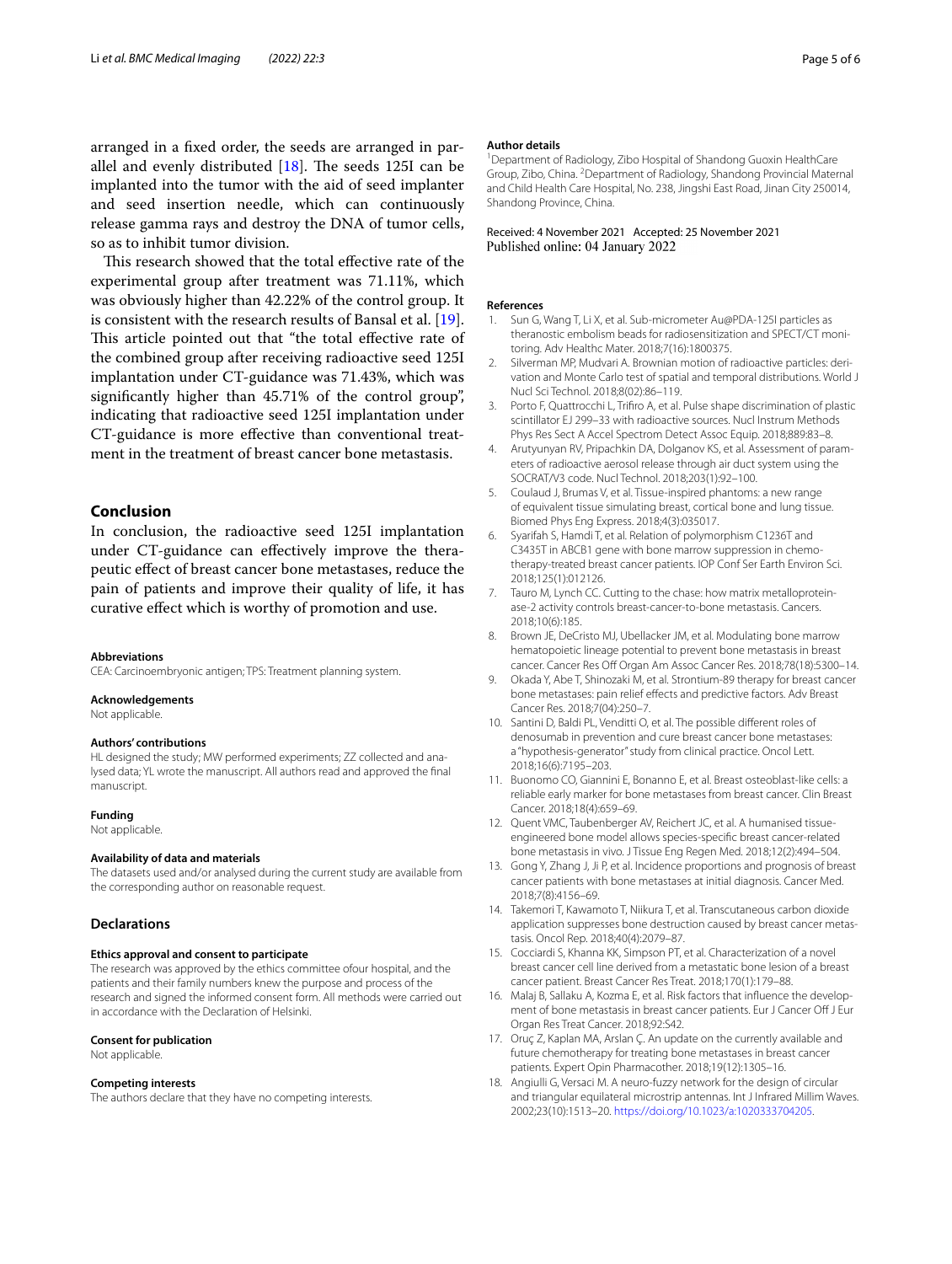arranged in a fixed order, the seeds are arranged in parallel and evenly distributed [18]. The seeds 125I can be implanted into the tumor with the aid of seed implanter and seed insertion needle, which can continuously release gamma rays and destroy the DNA of tumor cells, so as to inhibit tumor division.

This research showed that the total effective rate of the experimental group after treatment was 71.11%, which was obviously higher than 42.22% of the control group. It is consistent with the research results of Bansal et al. [19]. This article pointed out that "the total effective rate of the combined group after receiving radioactive seed 125I implantation under CT-guidance was 71.43%, which was significantly higher than 45.71% of the control group", indicating that radioactive seed 125I implantation under CT-guidance is more effective than conventional treatment in the treatment of breast cancer bone metastasis.

## Conclusion

In conclusion, the radioactive seed 125I implantation under CT-guidance can effectively improve the therapeutic effect of breast cancer bone metastases, reduce the pain of patients and improve their quality of life, it has curative effect which is worthy of promotion and use.

#### Abbreviations

CEA: Carcinoembryonic antigen; TPS: Treatment planning system.

#### Acknowledgements

Not applicable.

#### Authors' contributions

HL designed the study; MW performed experiments; ZZ collected and analysed data; YL wrote the manuscript. All authors read and approved the final manuscript.

#### Funding

Not applicable.

#### Availability of data and materials

The datasets used and/or analysed during the current study are available from the corresponding author on reasonable request.

### Declarations

#### Ethics approval and consent to participate

The research was approved by the ethics committee ofour hospital, and the patients and their family numbers knew the purpose and process of the research and signed the informed consent form. All methods were carried out in accordance with the Declaration of Helsinki.

#### Consent for publication

Not applicable.

#### Competing interests

The authors declare that they have no competing interests.

#### Author details

[1]Department of Radiology, Zibo Hospital of Shandong Guoxin HealthCare Group, Zibo, China. [2]Department of Radiology, Shandong Provincial Maternal and Child Health Care Hospital, No. 238, Jingshi East Road, Jinan City 250014, Shandong Province, China.

Received: 4 November 2021 Accepted: 25 November 2021
Published online: 04 January 2022

#### References

1. Sun G, Wang T, Li X, et al. Sub-micrometer Au@PDA-125I particles as theranostic embolism beads for radiosensitization and SPECT/CT monitoring. Adv Healthc Mater. 2018;7(16):1800375.
2. Silverman MP, Mudvari A. Brownian motion of radioactive particles: derivation and Monte Carlo test of spatial and temporal distributions. World J Nucl Sci Technol. 2018;8(02):86–119.
3. Porto F, Quattrocchi L, Trifiro A, et al. Pulse shape discrimination of plastic scintillator EJ 299–33 with radioactive sources. Nucl Instrum Methods Phys Res Sect A Accel Spectrom Detect Assoc Equip. 2018;889:83–8.
4. Arutyunyan RV, Pripachkin DA, Dolganov KS, et al. Assessment of parameters of radioactive aerosol release through air duct system using the SOCRAT/V3 code. Nucl Technol. 2018;203(1):92–100.
5. Coulaud J, Brumas V, et al. Tissue-inspired phantoms: a new range of equivalent tissue simulating breast, cortical bone and lung tissue. Biomed Phys Eng Express. 2018;4(3):035017.
6. Syarifah S, Hamdi T, et al. Relation of polymorphism C1236T and C3435T in ABCB1 gene with bone marrow suppression in chemotherapy-treated breast cancer patients. IOP Conf Ser Earth Environ Sci. 2018;125(1):012126.
7. Tauro M, Lynch CC. Cutting to the chase: how matrix metalloproteinase-2 activity controls breast-cancer-to-bone metastasis. Cancers. 2018;10(6):185.
8. Brown JE, DeCristo MJ, Ubellacker JM, et al. Modulating bone marrow hematopoietic lineage potential to prevent bone metastasis in breast cancer. Cancer Res Off Organ Am Assoc Cancer Res. 2018;78(18):5300–14.
9. Okada Y, Abe T, Shinozaki M, et al. Strontium-89 therapy for breast cancer bone metastases: pain relief effects and predictive factors. Adv Breast Cancer Res. 2018;7(04):250–7.
10. Santini D, Baldi PL, Venditti O, et al. The possible different roles of denosumab in prevention and cure breast cancer bone metastases: a "hypothesis-generator" study from clinical practice. Oncol Lett. 2018;16(6):7195–203.
11. Buonomo CO, Giannini E, Bonanno E, et al. Breast osteoblast-like cells: a reliable early marker for bone metastases from breast cancer. Clin Breast Cancer. 2018;18(4):659–69.
12. Quent VMC, Taubenberger AV, Reichert JC, et al. A humanised tissue-engineered bone model allows species-specific breast cancer-related bone metastasis in vivo. J Tissue Eng Regen Med. 2018;12(2):494–504.
13. Gong Y, Zhang J, Ji P, et al. Incidence proportions and prognosis of breast cancer patients with bone metastases at initial diagnosis. Cancer Med. 2018;7(8):4156–69.
14. Takemori T, Kawamoto T, Niikura T, et al. Transcutaneous carbon dioxide application suppresses bone destruction caused by breast cancer metastasis. Oncol Rep. 2018;40(4):2079–87.
15. Cocciardi S, Khanna KK, Simpson PT, et al. Characterization of a novel breast cancer cell line derived from a metastatic bone lesion of a breast cancer patient. Breast Cancer Res Treat. 2018;170(1):179–88.
16. Malaj B, Sallaku A, Kozma E, et al. Risk factors that influence the development of bone metastasis in breast cancer patients. Eur J Cancer Off J Eur Organ Res Treat Cancer. 2018;92:S42.
17. Oruç Z, Kaplan MA, Arslan Ç. An update on the currently available and future chemotherapy for treating bone metastases in breast cancer patients. Expert Opin Pharmacother. 2018;19(12):1305–16.
18. Angiulli G, Versaci M. A neuro-fuzzy network for the design of circular and triangular equilateral microstrip antennas. Int J Infrared Millim Waves. 2002;23(10):1513–20. https://doi.org/10.1023/a:1020333704205.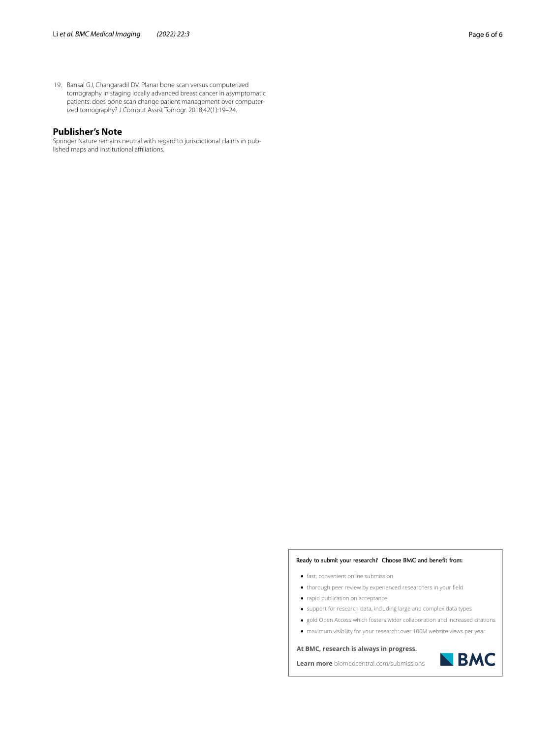19. Bansal GJ, Changaradil DV. Planar bone scan versus computerized tomography in staging locally advanced breast cancer in asymptomatic patients: does bone scan change patient management over computerized tomography? J Comput Assist Tomogr. 2018;42(1):19–24.

## Publisher's Note

Springer Nature remains neutral with regard to jurisdictional claims in published maps and institutional affiliations.

Ready to submit your research? Choose BMC and benefit from:

- fast, convenient online submission
- thorough peer review by experienced researchers in your field
- rapid publication on acceptance
- support for research data, including large and complex data types
- gold Open Access which fosters wider collaboration and increased citations
- maximum visibility for your research: over 100M website views per year

**At BMC, research is always in progress.**

**Learn more** biomedcentral.com/submissions

BMC